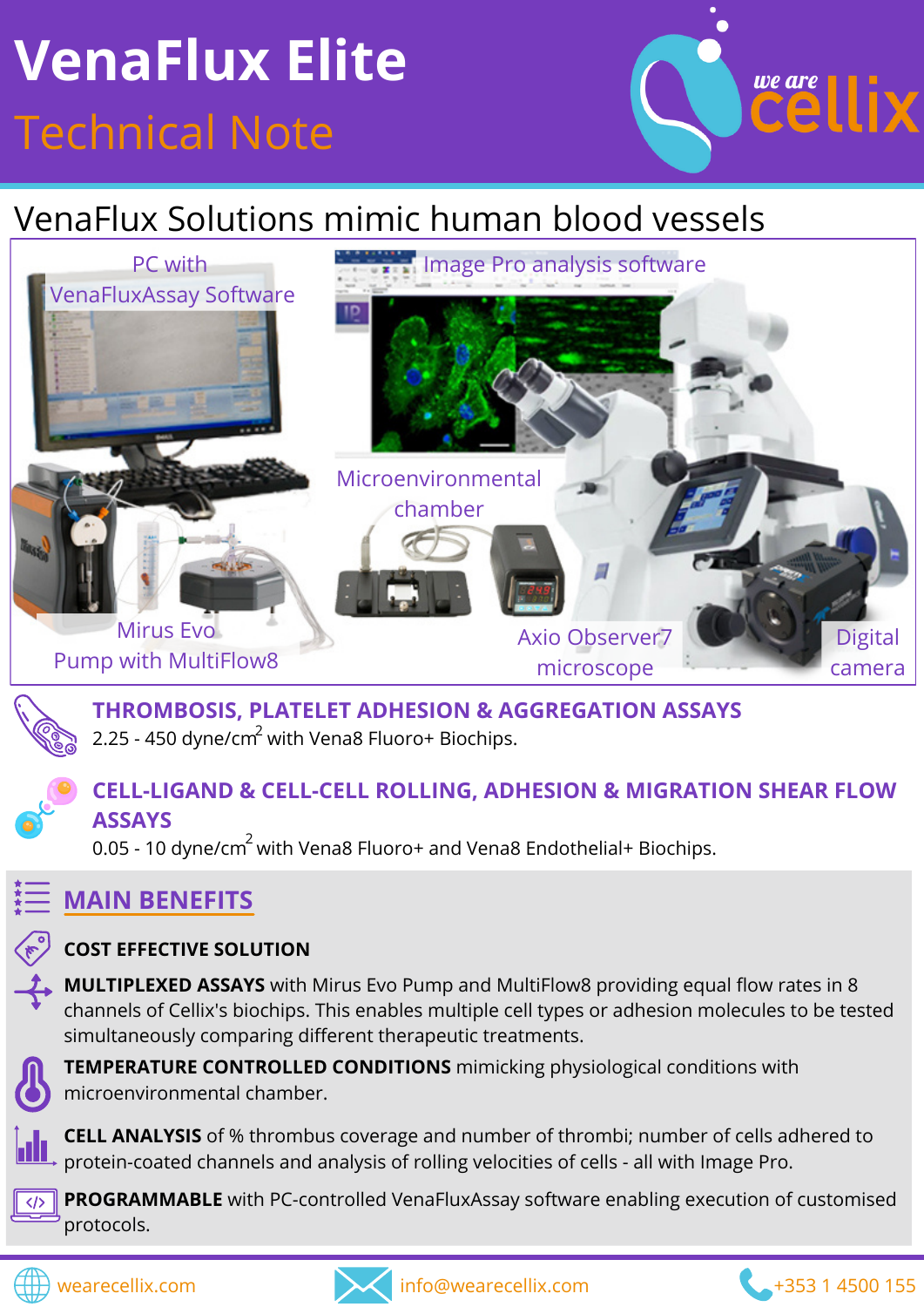# VenaFlux Elite

## Technical Note

we are cellix

## VenaFlux Solutions mimic human blood vessels

PC with VenaFluxAssay Software

Image Pro analysis software

Microenvironmental chamber

Mirus Evo Pump with MultiFlow8

Axio Observer7 microscope

Digital camera

### THROMBOSIS, PLATELET ADHESION & AGGREGATION ASSAYS

2.25 - 450 dyne/cm$^2$ with Vena8 Fluoro+ Biochips.

### CELL-LIGAND & CELL-CELL ROLLING, ADHESION & MIGRATION SHEAR FLOW ASSAYS

0.05 - 10 dyne/cm$^2$ with Vena8 Fluoro+ and Vena8 Endothelial+ Biochips.

## MAIN BENEFITS

**COST EFFECTIVE SOLUTION**

**MULTIPLEXED ASSAYS** with Mirus Evo Pump and MultiFlow8 providing equal flow rates in 8 channels of Cellix's biochips. This enables multiple cell types or adhesion molecules to be tested simultaneously comparing different therapeutic treatments.

**TEMPERATURE CONTROLLED CONDITIONS** mimicking physiological conditions with microenvironmental chamber.

**CELL ANALYSIS** of % thrombus coverage and number of thrombi; number of cells adhered to protein-coated channels and analysis of rolling velocities of cells - all with Image Pro.

**PROGRAMMABLE** with PC-controlled VenaFluxAssay software enabling execution of customised protocols.

wearecellix.com | info@wearecellix.com | +353 1 4500 155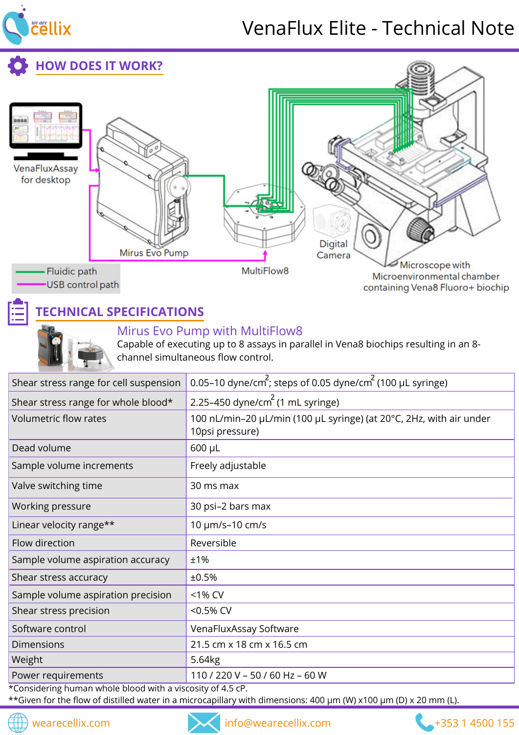# VenaFlux Elite - Technical Note

## HOW DOES IT WORK?

VenaFluxAssay for desktop

Mirus Evo Pump

MultiFlow8

Digital Camera

Microscope with Microenvironmental chamber containing Vena8 Fluoro+ biochip

Fluidic path

USB control path

## TECHNICAL SPECIFICATIONS

### Mirus Evo Pump with MultiFlow8

Capable of executing up to 8 assays in parallel in Vena8 biochips resulting in an 8-channel simultaneous flow control.

| | |
|---|---|
| Shear stress range for cell suspension | 0.05–10 dyne/cm$^2$; steps of 0.05 dyne/cm$^2$ (100 µL syringe) |
| Shear stress range for whole blood* | 2.25–450 dyne/cm$^2$ (1 mL syringe) |
| Volumetric flow rates | 100 nL/min–20 µL/min (100 µL syringe) (at 20°C, 2Hz, with air under 10psi pressure) |
| Dead volume | 600 µL |
| Sample volume increments | Freely adjustable |
| Valve switching time | 30 ms max |
| Working pressure | 30 psi–2 bars max |
| Linear velocity range** | 10 µm/s–10 cm/s |
| Flow direction | Reversible |
| Sample volume aspiration accuracy | ±1% |
| Shear stress accuracy | ±0.5% |
| Sample volume aspiration precision | <1% CV |
| Shear stress precision | <0.5% CV |
| Software control | VenaFluxAssay Software |
| Dimensions | 21.5 cm x 18 cm x 16.5 cm |
| Weight | 5.64kg |
| Power requirements | 110 / 220 V – 50 / 60 Hz – 60 W |

*Considering human whole blood with a viscosity of 4.5 cP.

**Given for the flow of distilled water in a microcapillary with dimensions: 400 µm (W) x100 µm (D) x 20 mm (L).

wearecellix.com | info@wearecellix.com | +353 1 4500 155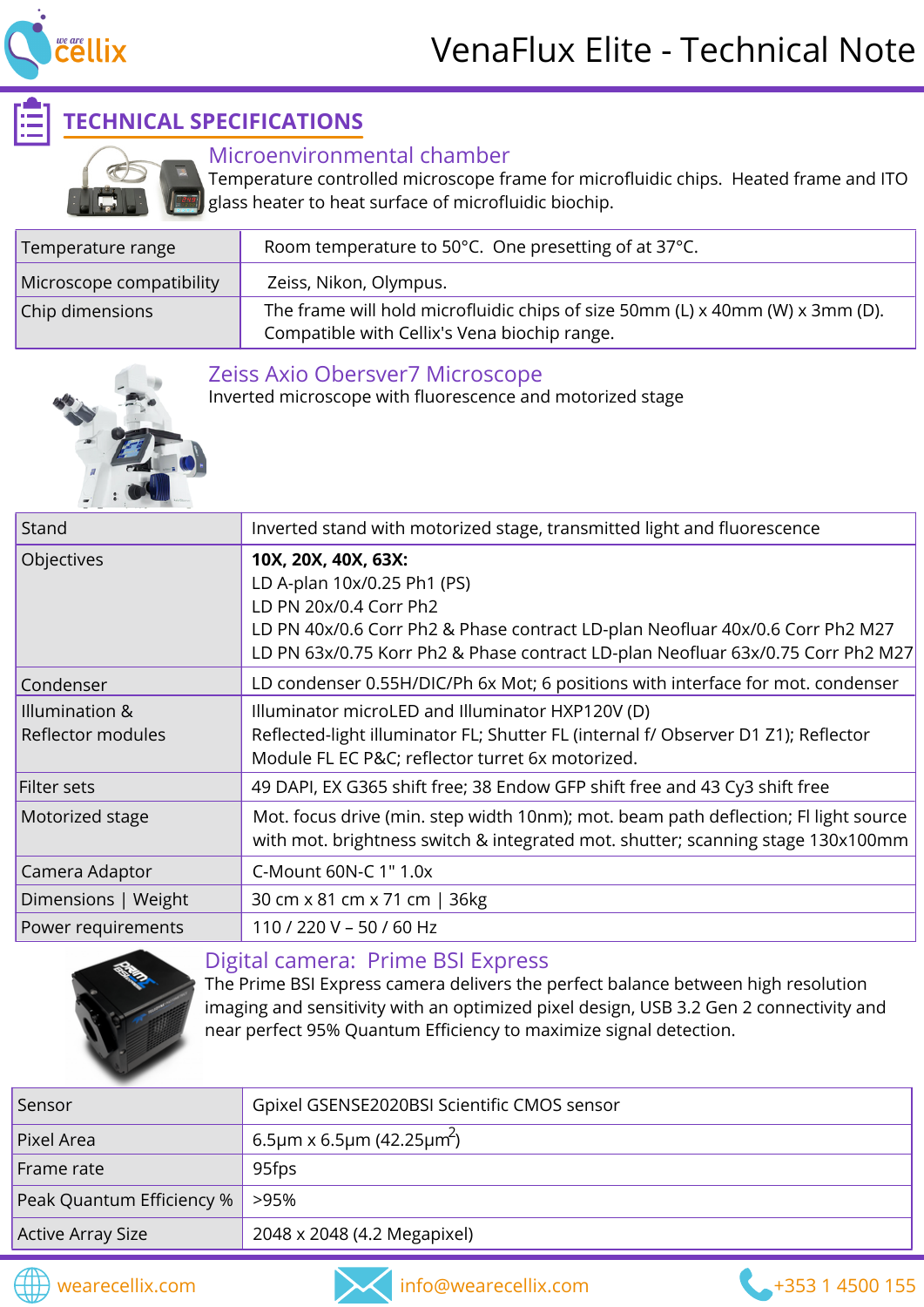## TECHNICAL SPECIFICATIONS

### Microenvironmental chamber

Temperature controlled microscope frame for microfluidic chips. Heated frame and ITO glass heater to heat surface of microfluidic biochip.

| | |
|---|---|
| Temperature range | Room temperature to 50°C. One presetting of at 37°C. |
| Microscope compatibility | Zeiss, Nikon, Olympus. |
| Chip dimensions | The frame will hold microfluidic chips of size 50mm (L) x 40mm (W) x 3mm (D). Compatible with Cellix's Vena biochip range. |

### Zeiss Axio Obersver7 Microscope

Inverted microscope with fluorescence and motorized stage

| | |
|---|---|
| Stand | Inverted stand with motorized stage, transmitted light and fluorescence |
| Objectives | **10X, 20X, 40X, 63X:**<br>LD A-plan 10x/0.25 Ph1 (PS)<br>LD PN 20x/0.4 Corr Ph2<br>LD PN 40x/0.6 Corr Ph2 & Phase contract LD-plan Neofluar 40x/0.6 Corr Ph2 M27<br>LD PN 63x/0.75 Korr Ph2 & Phase contract LD-plan Neofluar 63x/0.75 Corr Ph2 M27 |
| Condenser | LD condenser 0.55H/DIC/Ph 6x Mot; 6 positions with interface for mot. condenser |
| Illumination & Reflector modules | Illuminator microLED and Illuminator HXP120V (D)<br>Reflected-light illuminator FL; Shutter FL (internal f/ Observer D1 Z1); Reflector Module FL EC P&C; reflector turret 6x motorized. |
| Filter sets | 49 DAPI, EX G365 shift free; 38 Endow GFP shift free and 43 Cy3 shift free |
| Motorized stage | Mot. focus drive (min. step width 10nm); mot. beam path deflection; Fl light source with mot. brightness switch & integrated mot. shutter; scanning stage 130x100mm |
| Camera Adaptor | C-Mount 60N-C 1" 1.0x |
| Dimensions \| Weight | 30 cm x 81 cm x 71 cm \| 36kg |
| Power requirements | 110 / 220 V – 50 / 60 Hz |

### Digital camera: Prime BSI Express

The Prime BSI Express camera delivers the perfect balance between high resolution imaging and sensitivity with an optimized pixel design, USB 3.2 Gen 2 connectivity and near perfect 95% Quantum Efficiency to maximize signal detection.

| | |
|---|---|
| Sensor | Gpixel GSENSE2020BSI Scientific CMOS sensor |
| Pixel Area | 6.5μm x 6.5μm (42.25μm$^2$) |
| Frame rate | 95fps |
| Peak Quantum Efficiency % | >95% |
| Active Array Size | 2048 x 2048 (4.2 Megapixel) |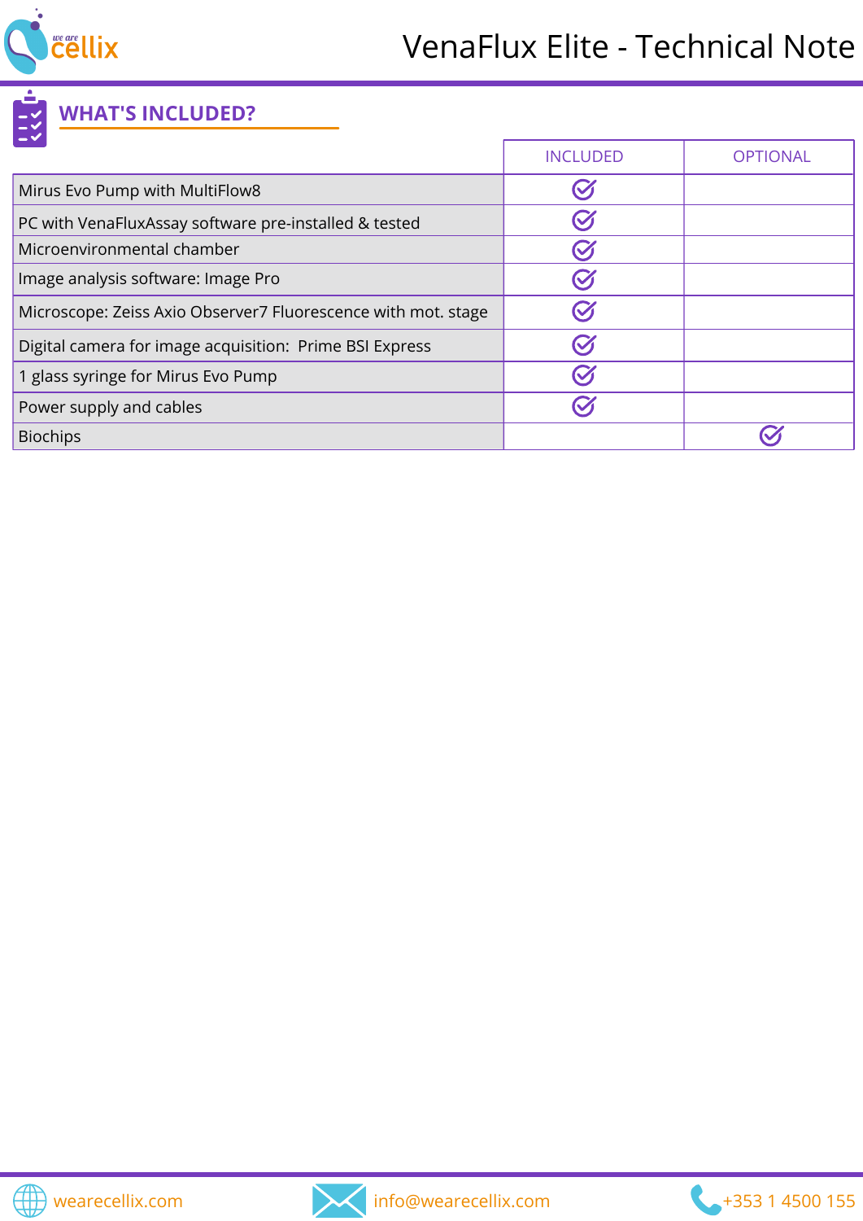## WHAT'S INCLUDED?

| | INCLUDED | OPTIONAL |
|---|---|---|
| Mirus Evo Pump with MultiFlow8 | ✓ | |
| PC with VenaFluxAssay software pre-installed & tested | ✓ | |
| Microenvironmental chamber | ✓ | |
| Image analysis software: Image Pro | ✓ | |
| Microscope: Zeiss Axio Observer7 Fluorescence with mot. stage | ✓ | |
| Digital camera for image acquisition: Prime BSI Express | ✓ | |
| 1 glass syringe for Mirus Evo Pump | ✓ | |
| Power supply and cables | ✓ | |
| Biochips | | ✓ |